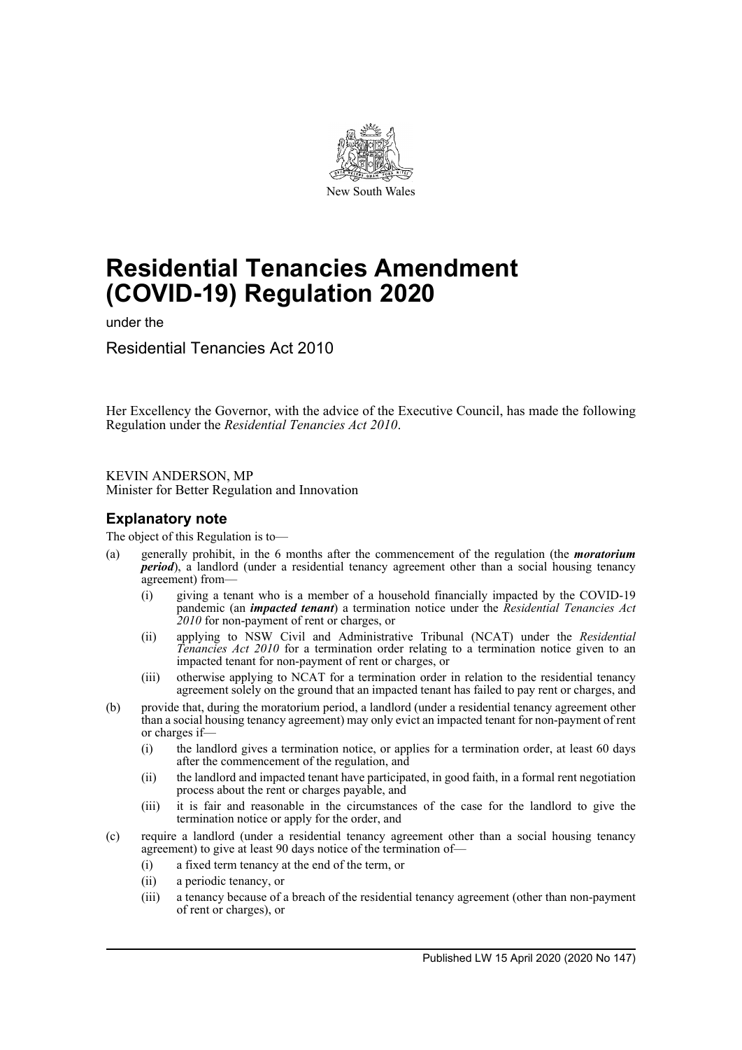New South Wales

# Residential Tenancies Amendment (COVID-19) Regulation 2020

under the

Residential Tenancies Act 2010

Her Excellency the Governor, with the advice of the Executive Council, has made the following Regulation under the *Residential Tenancies Act 2010*.

KEVIN ANDERSON, MP
Minister for Better Regulation and Innovation

## Explanatory note

The object of this Regulation is to—

(a) generally prohibit, in the 6 months after the commencement of the regulation (the ***moratorium period***), a landlord (under a residential tenancy agreement other than a social housing tenancy agreement) from—

   (i) giving a tenant who is a member of a household financially impacted by the COVID-19 pandemic (an ***impacted tenant***) a termination notice under the *Residential Tenancies Act 2010* for non-payment of rent or charges, or

   (ii) applying to NSW Civil and Administrative Tribunal (NCAT) under the *Residential Tenancies Act 2010* for a termination order relating to a termination notice given to an impacted tenant for non-payment of rent or charges, or

   (iii) otherwise applying to NCAT for a termination order in relation to the residential tenancy agreement solely on the ground that an impacted tenant has failed to pay rent or charges, and

(b) provide that, during the moratorium period, a landlord (under a residential tenancy agreement other than a social housing tenancy agreement) may only evict an impacted tenant for non-payment of rent or charges if—

   (i) the landlord gives a termination notice, or applies for a termination order, at least 60 days after the commencement of the regulation, and

   (ii) the landlord and impacted tenant have participated, in good faith, in a formal rent negotiation process about the rent or charges payable, and

   (iii) it is fair and reasonable in the circumstances of the case for the landlord to give the termination notice or apply for the order, and

(c) require a landlord (under a residential tenancy agreement other than a social housing tenancy agreement) to give at least 90 days notice of the termination of—

   (i) a fixed term tenancy at the end of the term, or

   (ii) a periodic tenancy, or

   (iii) a tenancy because of a breach of the residential tenancy agreement (other than non-payment of rent or charges), or

Published LW 15 April 2020 (2020 No 147)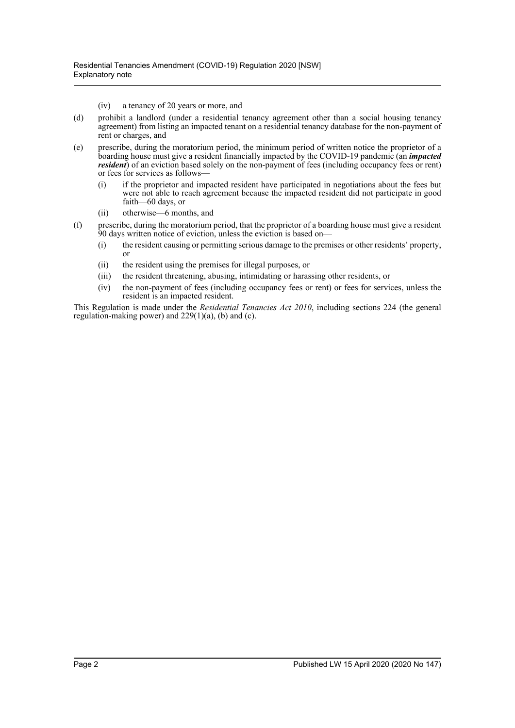(iv) a tenancy of 20 years or more, and

(d) prohibit a landlord (under a residential tenancy agreement other than a social housing tenancy agreement) from listing an impacted tenant on a residential tenancy database for the non-payment of rent or charges, and

(e) prescribe, during the moratorium period, the minimum period of written notice the proprietor of a boarding house must give a resident financially impacted by the COVID-19 pandemic (an ***impacted resident***) of an eviction based solely on the non-payment of fees (including occupancy fees or rent) or fees for services as follows—

  (i) if the proprietor and impacted resident have participated in negotiations about the fees but were not able to reach agreement because the impacted resident did not participate in good faith—60 days, or

  (ii) otherwise—6 months, and

(f) prescribe, during the moratorium period, that the proprietor of a boarding house must give a resident 90 days written notice of eviction, unless the eviction is based on—

  (i) the resident causing or permitting serious damage to the premises or other residents' property, or

  (ii) the resident using the premises for illegal purposes, or

  (iii) the resident threatening, abusing, intimidating or harassing other residents, or

  (iv) the non-payment of fees (including occupancy fees or rent) or fees for services, unless the resident is an impacted resident.

This Regulation is made under the *Residential Tenancies Act 2010*, including sections 224 (the general regulation-making power) and 229(1)(a), (b) and (c).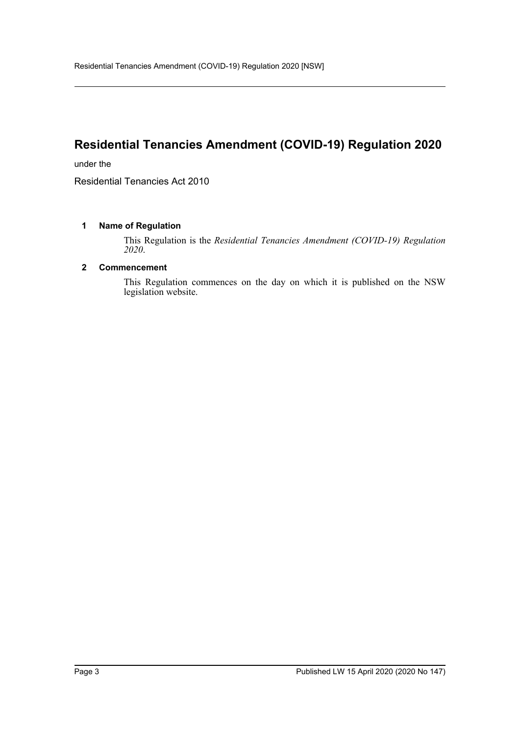# Residential Tenancies Amendment (COVID-19) Regulation 2020

under the

Residential Tenancies Act 2010

### 1 Name of Regulation

This Regulation is the *Residential Tenancies Amendment (COVID-19) Regulation 2020*.

### 2 Commencement

This Regulation commences on the day on which it is published on the NSW legislation website.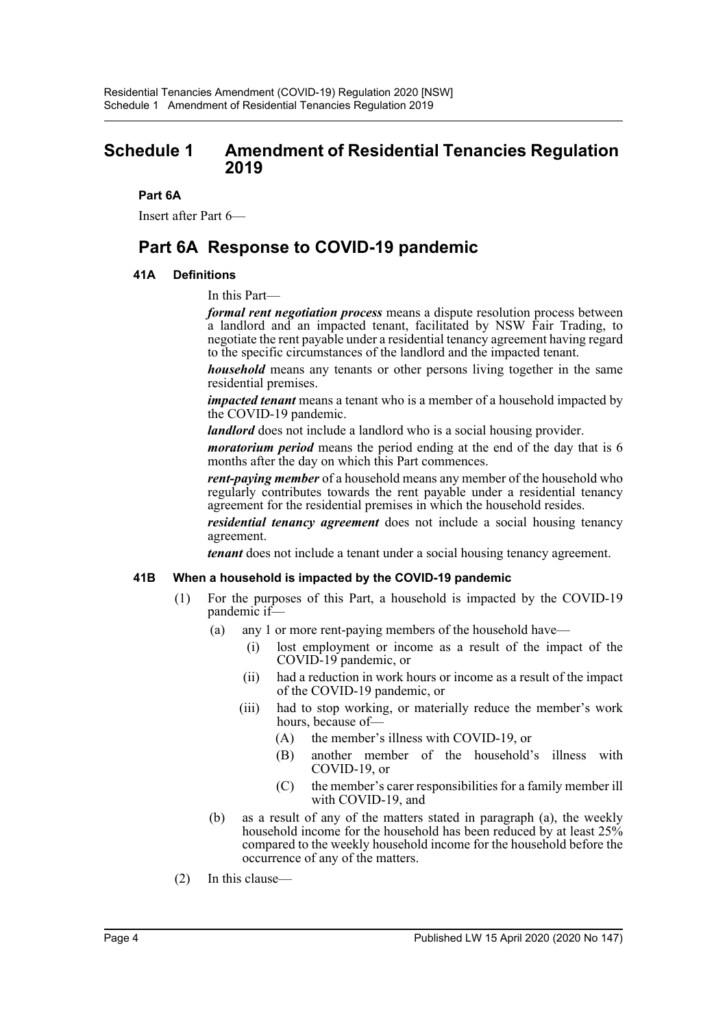# Schedule 1 Amendment of Residential Tenancies Regulation 2019

**Part 6A**

Insert after Part 6—

## Part 6A Response to COVID-19 pandemic

### 41A Definitions

In this Part—

***formal rent negotiation process*** means a dispute resolution process between a landlord and an impacted tenant, facilitated by NSW Fair Trading, to negotiate the rent payable under a residential tenancy agreement having regard to the specific circumstances of the landlord and the impacted tenant.

***household*** means any tenants or other persons living together in the same residential premises.

***impacted tenant*** means a tenant who is a member of a household impacted by the COVID-19 pandemic.

***landlord*** does not include a landlord who is a social housing provider.

***moratorium period*** means the period ending at the end of the day that is 6 months after the day on which this Part commences.

***rent-paying member*** of a household means any member of the household who regularly contributes towards the rent payable under a residential tenancy agreement for the residential premises in which the household resides.

***residential tenancy agreement*** does not include a social housing tenancy agreement.

***tenant*** does not include a tenant under a social housing tenancy agreement.

### 41B When a household is impacted by the COVID-19 pandemic

(1) For the purposes of this Part, a household is impacted by the COVID-19 pandemic if—

- (a) any 1 or more rent-paying members of the household have—
  - (i) lost employment or income as a result of the impact of the COVID-19 pandemic, or
  - (ii) had a reduction in work hours or income as a result of the impact of the COVID-19 pandemic, or
  - (iii) had to stop working, or materially reduce the member's work hours, because of—
    - (A) the member's illness with COVID-19, or
    - (B) another member of the household's illness with COVID-19, or
    - (C) the member's carer responsibilities for a family member ill with COVID-19, and
- (b) as a result of any of the matters stated in paragraph (a), the weekly household income for the household has been reduced by at least 25% compared to the weekly household income for the household before the occurrence of any of the matters.

(2) In this clause—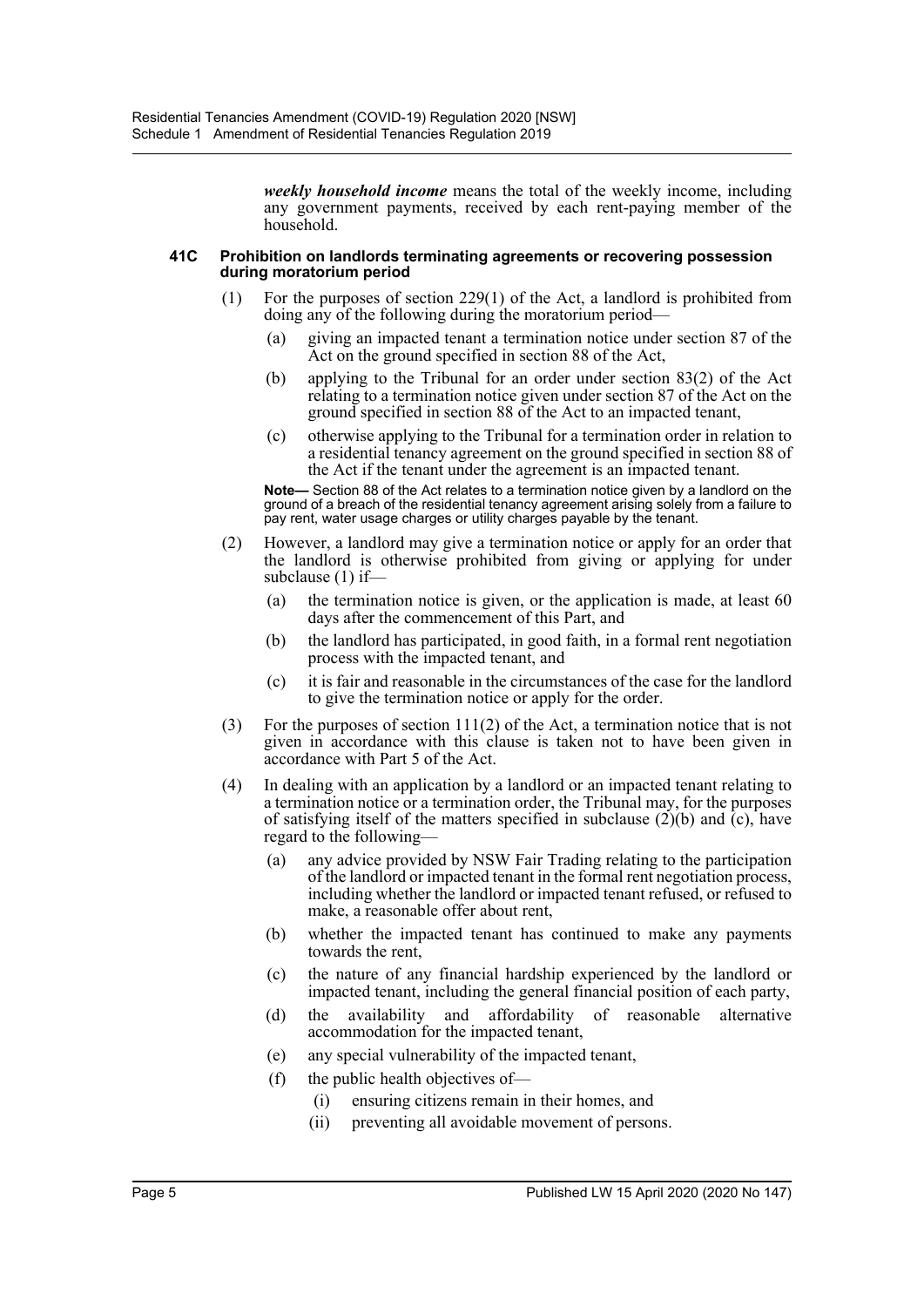***weekly household income*** means the total of the weekly income, including any government payments, received by each rent-paying member of the household.

#### 41C Prohibition on landlords terminating agreements or recovering possession during moratorium period

(1) For the purposes of section 229(1) of the Act, a landlord is prohibited from doing any of the following during the moratorium period—

(a) giving an impacted tenant a termination notice under section 87 of the Act on the ground specified in section 88 of the Act,

(b) applying to the Tribunal for an order under section 83(2) of the Act relating to a termination notice given under section 87 of the Act on the ground specified in section 88 of the Act to an impacted tenant,

(c) otherwise applying to the Tribunal for a termination order in relation to a residential tenancy agreement on the ground specified in section 88 of the Act if the tenant under the agreement is an impacted tenant.

**Note—** Section 88 of the Act relates to a termination notice given by a landlord on the ground of a breach of the residential tenancy agreement arising solely from a failure to pay rent, water usage charges or utility charges payable by the tenant.

(2) However, a landlord may give a termination notice or apply for an order that the landlord is otherwise prohibited from giving or applying for under subclause (1) if—

(a) the termination notice is given, or the application is made, at least 60 days after the commencement of this Part, and

(b) the landlord has participated, in good faith, in a formal rent negotiation process with the impacted tenant, and

(c) it is fair and reasonable in the circumstances of the case for the landlord to give the termination notice or apply for the order.

(3) For the purposes of section 111(2) of the Act, a termination notice that is not given in accordance with this clause is taken not to have been given in accordance with Part 5 of the Act.

(4) In dealing with an application by a landlord or an impacted tenant relating to a termination notice or a termination order, the Tribunal may, for the purposes of satisfying itself of the matters specified in subclause (2)(b) and (c), have regard to the following—

(a) any advice provided by NSW Fair Trading relating to the participation of the landlord or impacted tenant in the formal rent negotiation process, including whether the landlord or impacted tenant refused, or refused to make, a reasonable offer about rent,

(b) whether the impacted tenant has continued to make any payments towards the rent,

(c) the nature of any financial hardship experienced by the landlord or impacted tenant, including the general financial position of each party,

(d) the availability and affordability of reasonable alternative accommodation for the impacted tenant,

(e) any special vulnerability of the impacted tenant,

(f) the public health objectives of—

(i) ensuring citizens remain in their homes, and

(ii) preventing all avoidable movement of persons.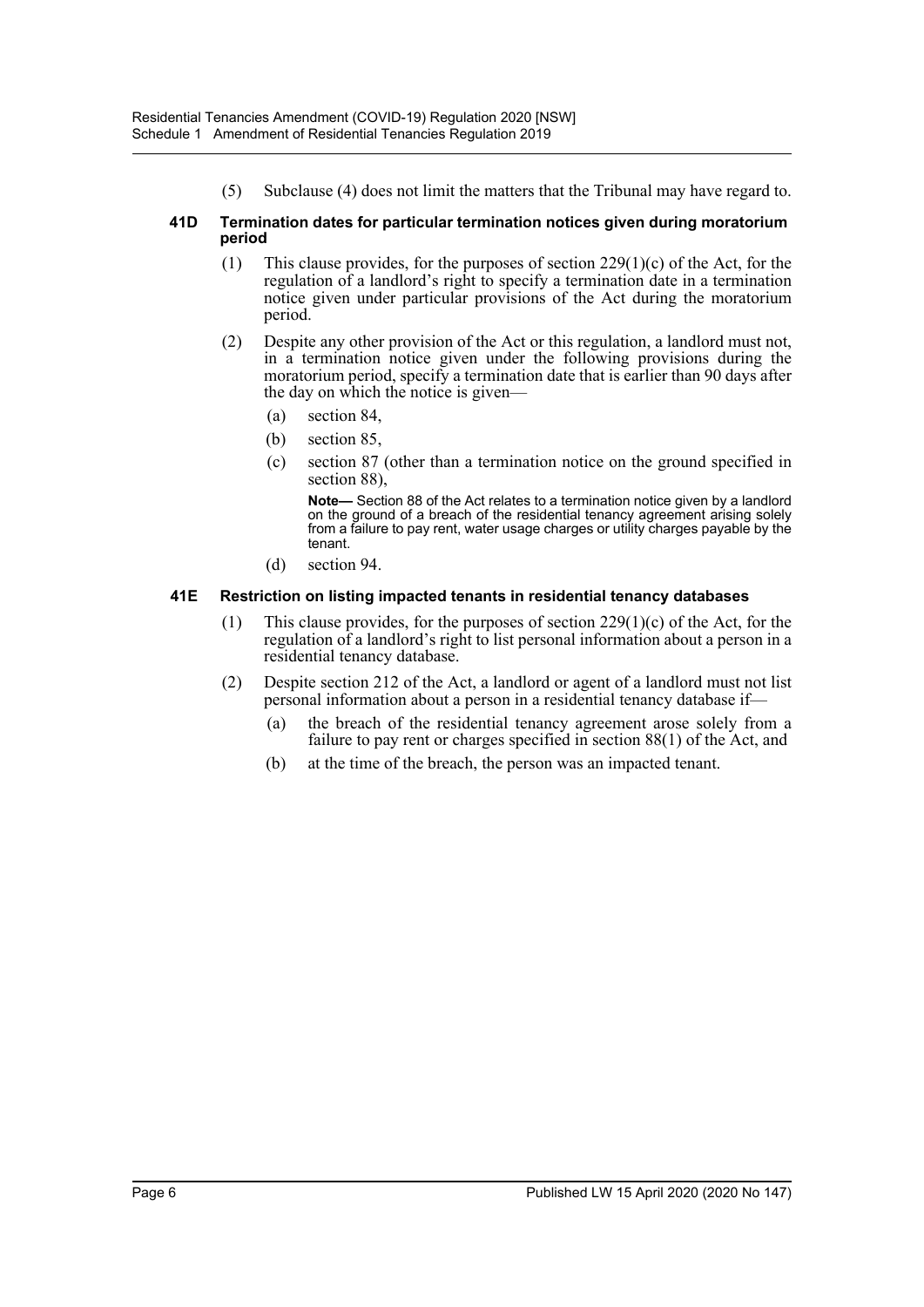(5) Subclause (4) does not limit the matters that the Tribunal may have regard to.

#### 41D Termination dates for particular termination notices given during moratorium period

(1) This clause provides, for the purposes of section 229(1)(c) of the Act, for the regulation of a landlord's right to specify a termination date in a termination notice given under particular provisions of the Act during the moratorium period.

(2) Despite any other provision of the Act or this regulation, a landlord must not, in a termination notice given under the following provisions during the moratorium period, specify a termination date that is earlier than 90 days after the day on which the notice is given—

(a) section 84,

(b) section 85,

(c) section 87 (other than a termination notice on the ground specified in section 88),

**Note—** Section 88 of the Act relates to a termination notice given by a landlord on the ground of a breach of the residential tenancy agreement arising solely from a failure to pay rent, water usage charges or utility charges payable by the tenant.

(d) section 94.

#### 41E Restriction on listing impacted tenants in residential tenancy databases

(1) This clause provides, for the purposes of section 229(1)(c) of the Act, for the regulation of a landlord's right to list personal information about a person in a residential tenancy database.

(2) Despite section 212 of the Act, a landlord or agent of a landlord must not list personal information about a person in a residential tenancy database if—

(a) the breach of the residential tenancy agreement arose solely from a failure to pay rent or charges specified in section 88(1) of the Act, and

(b) at the time of the breach, the person was an impacted tenant.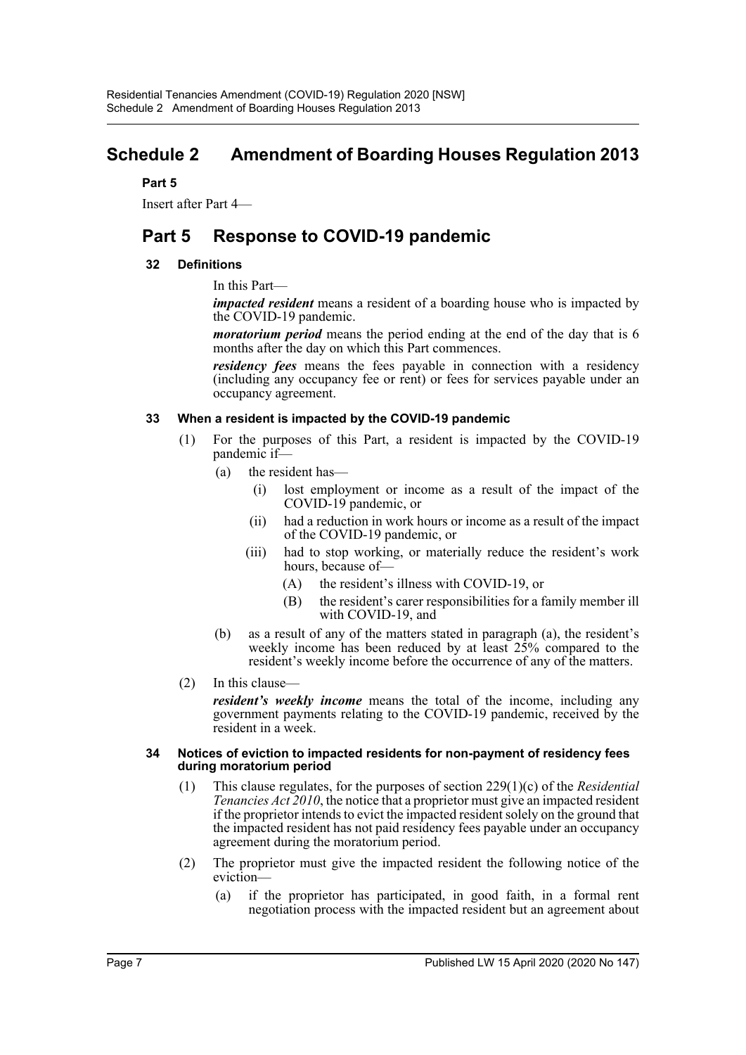# Schedule 2 Amendment of Boarding Houses Regulation 2013

**Part 5**

Insert after Part 4—

## Part 5 Response to COVID-19 pandemic

### 32 Definitions

In this Part—

***impacted resident*** means a resident of a boarding house who is impacted by the COVID-19 pandemic.

***moratorium period*** means the period ending at the end of the day that is 6 months after the day on which this Part commences.

***residency fees*** means the fees payable in connection with a residency (including any occupancy fee or rent) or fees for services payable under an occupancy agreement.

### 33 When a resident is impacted by the COVID-19 pandemic

(1) For the purposes of this Part, a resident is impacted by the COVID-19 pandemic if—

- (a) the resident has—
  - (i) lost employment or income as a result of the impact of the COVID-19 pandemic, or
  - (ii) had a reduction in work hours or income as a result of the impact of the COVID-19 pandemic, or
  - (iii) had to stop working, or materially reduce the resident's work hours, because of—
    - (A) the resident's illness with COVID-19, or
    - (B) the resident's carer responsibilities for a family member ill with COVID-19, and
- (b) as a result of any of the matters stated in paragraph (a), the resident's weekly income has been reduced by at least 25% compared to the resident's weekly income before the occurrence of any of the matters.

(2) In this clause—

***resident's weekly income*** means the total of the income, including any government payments relating to the COVID-19 pandemic, received by the resident in a week.

### 34 Notices of eviction to impacted residents for non-payment of residency fees during moratorium period

(1) This clause regulates, for the purposes of section 229(1)(c) of the *Residential Tenancies Act 2010*, the notice that a proprietor must give an impacted resident if the proprietor intends to evict the impacted resident solely on the ground that the impacted resident has not paid residency fees payable under an occupancy agreement during the moratorium period.

(2) The proprietor must give the impacted resident the following notice of the eviction—

- (a) if the proprietor has participated, in good faith, in a formal rent negotiation process with the impacted resident but an agreement about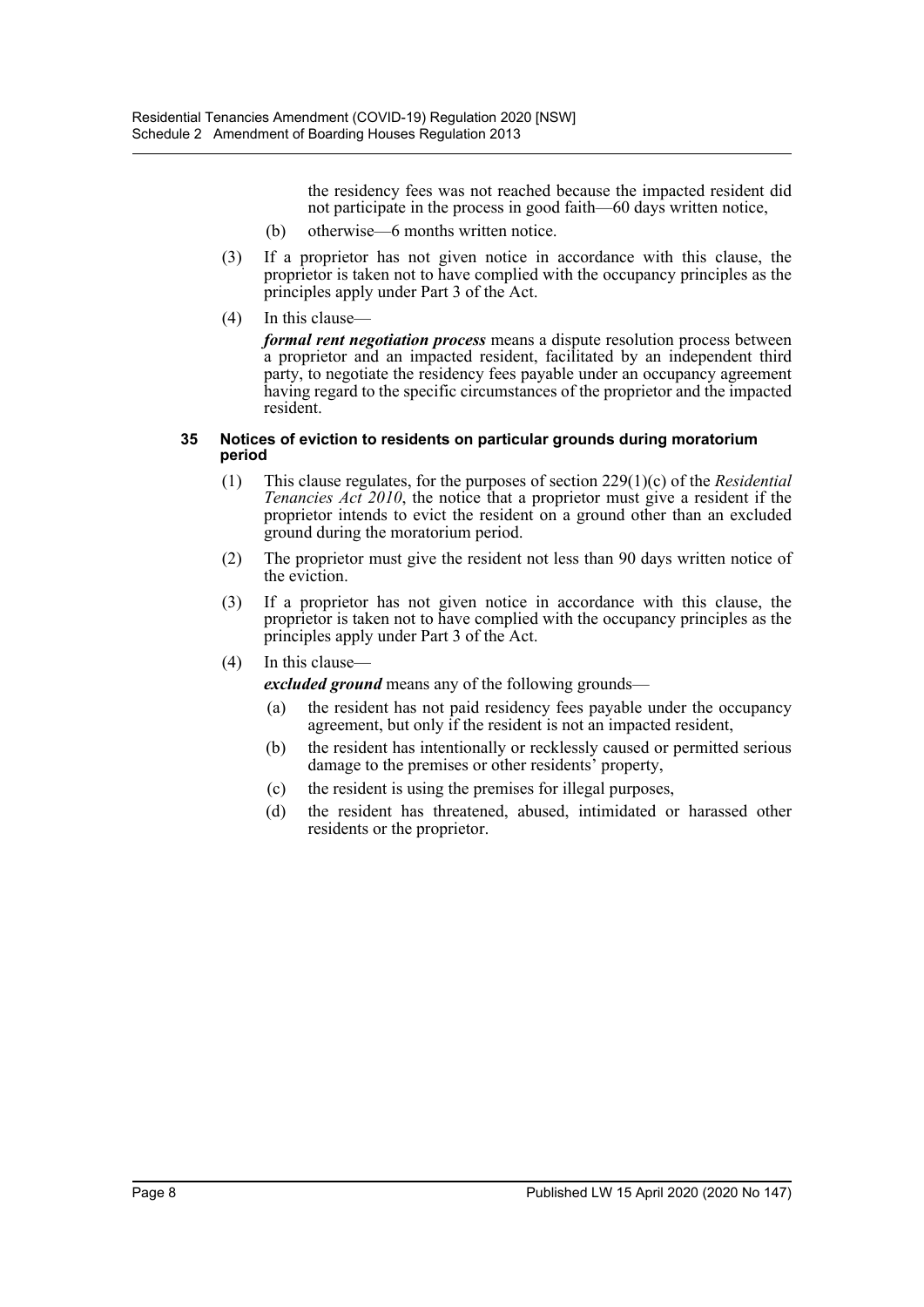the residency fees was not reached because the impacted resident did not participate in the process in good faith—60 days written notice,

(b) otherwise—6 months written notice.

(3) If a proprietor has not given notice in accordance with this clause, the proprietor is taken not to have complied with the occupancy principles as the principles apply under Part 3 of the Act.

(4) In this clause—

***formal rent negotiation process*** means a dispute resolution process between a proprietor and an impacted resident, facilitated by an independent third party, to negotiate the residency fees payable under an occupancy agreement having regard to the specific circumstances of the proprietor and the impacted resident.

**35 Notices of eviction to residents on particular grounds during moratorium period**

(1) This clause regulates, for the purposes of section 229(1)(c) of the *Residential Tenancies Act 2010*, the notice that a proprietor must give a resident if the proprietor intends to evict the resident on a ground other than an excluded ground during the moratorium period.

(2) The proprietor must give the resident not less than 90 days written notice of the eviction.

(3) If a proprietor has not given notice in accordance with this clause, the proprietor is taken not to have complied with the occupancy principles as the principles apply under Part 3 of the Act.

(4) In this clause—

***excluded ground*** means any of the following grounds—

(a) the resident has not paid residency fees payable under the occupancy agreement, but only if the resident is not an impacted resident,

(b) the resident has intentionally or recklessly caused or permitted serious damage to the premises or other residents' property,

(c) the resident is using the premises for illegal purposes,

(d) the resident has threatened, abused, intimidated or harassed other residents or the proprietor.